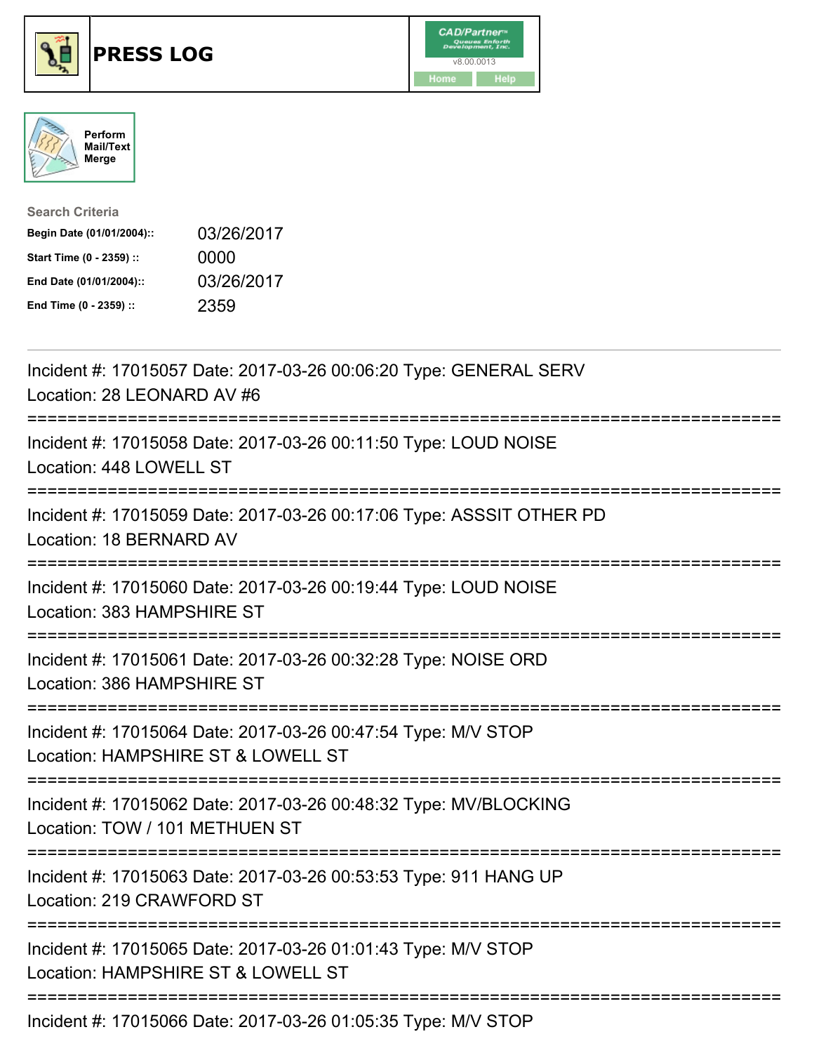# PRESS LOG

CAD/Partner
v8.00.0013
Home Help

Perform Mail/Text Merge

**Search Criteria**

| | |
|---|---|
| **Begin Date (01/01/2004)::** | 03/26/2017 |
| **Start Time (0 - 2359) ::** | 0000 |
| **End Date (01/01/2004)::** | 03/26/2017 |
| **End Time (0 - 2359) ::** | 2359 |

---

Incident #: 17015057 Date: 2017-03-26 00:06:20 Type: GENERAL SERV
Location: 28 LEONARD AV #6

===========================================================================

Incident #: 17015058 Date: 2017-03-26 00:11:50 Type: LOUD NOISE
Location: 448 LOWELL ST

===========================================================================

Incident #: 17015059 Date: 2017-03-26 00:17:06 Type: ASSSIT OTHER PD
Location: 18 BERNARD AV

===========================================================================

Incident #: 17015060 Date: 2017-03-26 00:19:44 Type: LOUD NOISE
Location: 383 HAMPSHIRE ST

===========================================================================

Incident #: 17015061 Date: 2017-03-26 00:32:28 Type: NOISE ORD
Location: 386 HAMPSHIRE ST

===========================================================================

Incident #: 17015064 Date: 2017-03-26 00:47:54 Type: M/V STOP
Location: HAMPSHIRE ST & LOWELL ST

===========================================================================

Incident #: 17015062 Date: 2017-03-26 00:48:32 Type: MV/BLOCKING
Location: TOW / 101 METHUEN ST

===========================================================================

Incident #: 17015063 Date: 2017-03-26 00:53:53 Type: 911 HANG UP
Location: 219 CRAWFORD ST

===========================================================================

Incident #: 17015065 Date: 2017-03-26 01:01:43 Type: M/V STOP
Location: HAMPSHIRE ST & LOWELL ST

===========================================================================

Incident #: 17015066 Date: 2017-03-26 01:05:35 Type: M/V STOP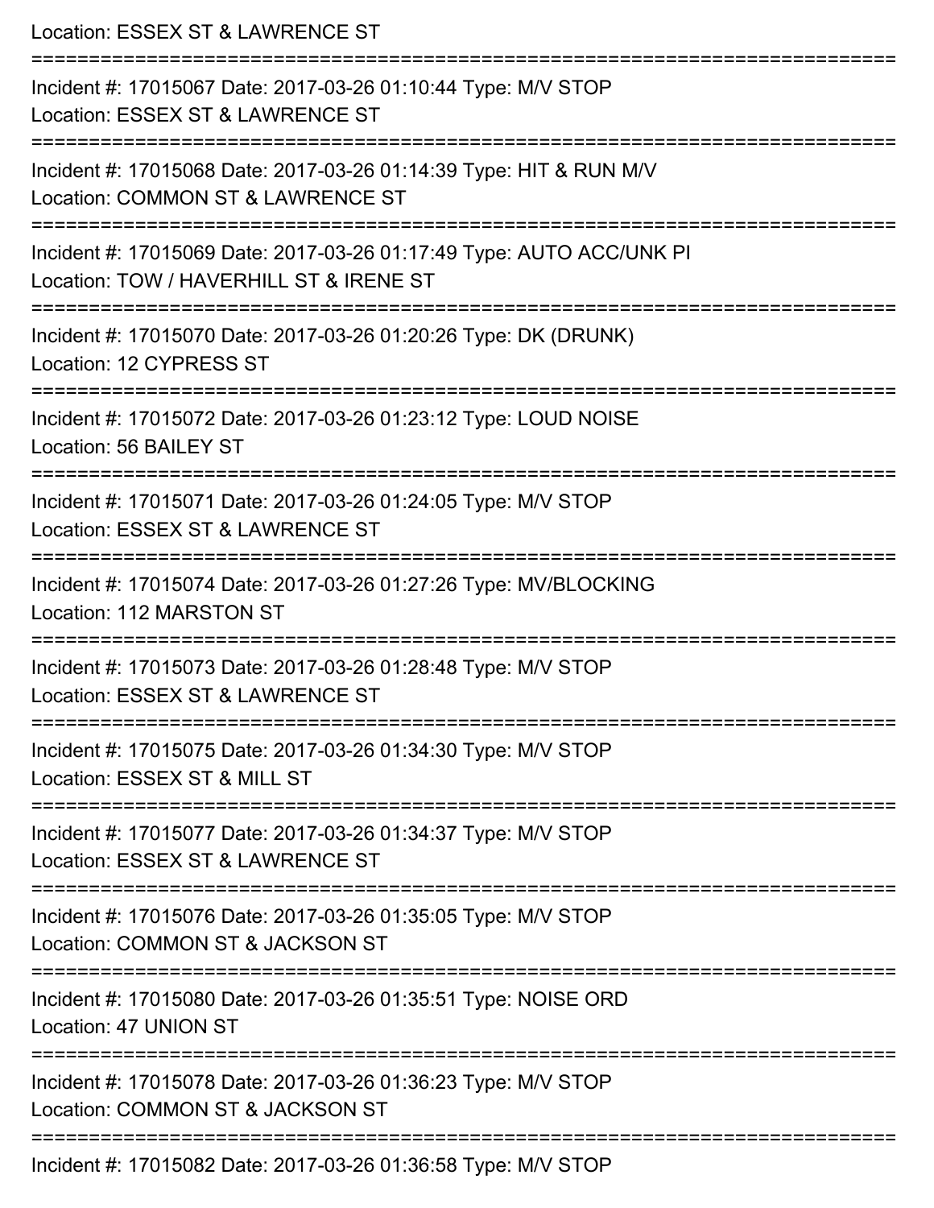Location: ESSEX ST & LAWRENCE ST

===========================================================================

Incident #: 17015067 Date: 2017-03-26 01:10:44 Type: M/V STOP

Location: ESSEX ST & LAWRENCE ST

===========================================================================

Incident #: 17015068 Date: 2017-03-26 01:14:39 Type: HIT & RUN M/V

Location: COMMON ST & LAWRENCE ST

===========================================================================

Incident #: 17015069 Date: 2017-03-26 01:17:49 Type: AUTO ACC/UNK PI

Location: TOW / HAVERHILL ST & IRENE ST

===========================================================================

Incident #: 17015070 Date: 2017-03-26 01:20:26 Type: DK (DRUNK)

Location: 12 CYPRESS ST

===========================================================================

Incident #: 17015072 Date: 2017-03-26 01:23:12 Type: LOUD NOISE

Location: 56 BAILEY ST

===========================================================================

Incident #: 17015071 Date: 2017-03-26 01:24:05 Type: M/V STOP

Location: ESSEX ST & LAWRENCE ST

===========================================================================

Incident #: 17015074 Date: 2017-03-26 01:27:26 Type: MV/BLOCKING

Location: 112 MARSTON ST

===========================================================================

Incident #: 17015073 Date: 2017-03-26 01:28:48 Type: M/V STOP

Location: ESSEX ST & LAWRENCE ST

===========================================================================

Incident #: 17015075 Date: 2017-03-26 01:34:30 Type: M/V STOP

Location: ESSEX ST & MILL ST

===========================================================================

Incident #: 17015077 Date: 2017-03-26 01:34:37 Type: M/V STOP

Location: ESSEX ST & LAWRENCE ST

===========================================================================

Incident #: 17015076 Date: 2017-03-26 01:35:05 Type: M/V STOP

Location: COMMON ST & JACKSON ST

===========================================================================

Incident #: 17015080 Date: 2017-03-26 01:35:51 Type: NOISE ORD

Location: 47 UNION ST

===========================================================================

Incident #: 17015078 Date: 2017-03-26 01:36:23 Type: M/V STOP

Location: COMMON ST & JACKSON ST

===========================================================================

Incident #: 17015082 Date: 2017-03-26 01:36:58 Type: M/V STOP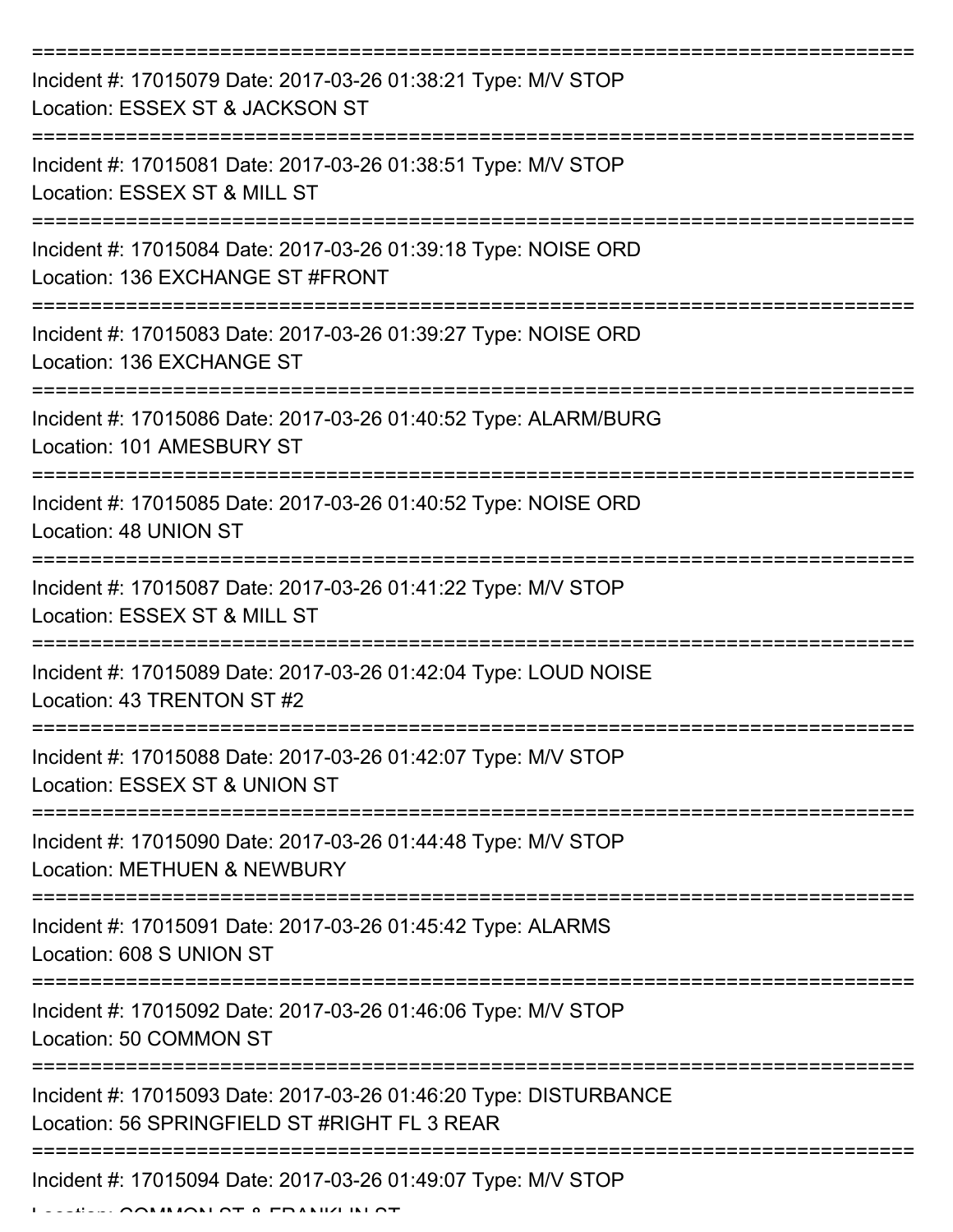===========================================================================

Incident #: 17015079 Date: 2017-03-26 01:38:21 Type: M/V STOP
Location: ESSEX ST & JACKSON ST

===========================================================================

Incident #: 17015081 Date: 2017-03-26 01:38:51 Type: M/V STOP
Location: ESSEX ST & MILL ST

===========================================================================

Incident #: 17015084 Date: 2017-03-26 01:39:18 Type: NOISE ORD
Location: 136 EXCHANGE ST #FRONT

===========================================================================

Incident #: 17015083 Date: 2017-03-26 01:39:27 Type: NOISE ORD
Location: 136 EXCHANGE ST

===========================================================================

Incident #: 17015086 Date: 2017-03-26 01:40:52 Type: ALARM/BURG
Location: 101 AMESBURY ST

===========================================================================

Incident #: 17015085 Date: 2017-03-26 01:40:52 Type: NOISE ORD
Location: 48 UNION ST

===========================================================================

Incident #: 17015087 Date: 2017-03-26 01:41:22 Type: M/V STOP
Location: ESSEX ST & MILL ST

===========================================================================

Incident #: 17015089 Date: 2017-03-26 01:42:04 Type: LOUD NOISE
Location: 43 TRENTON ST #2

===========================================================================

Incident #: 17015088 Date: 2017-03-26 01:42:07 Type: M/V STOP
Location: ESSEX ST & UNION ST

===========================================================================

Incident #: 17015090 Date: 2017-03-26 01:44:48 Type: M/V STOP
Location: METHUEN & NEWBURY

===========================================================================

Incident #: 17015091 Date: 2017-03-26 01:45:42 Type: ALARMS
Location: 608 S UNION ST

===========================================================================

Incident #: 17015092 Date: 2017-03-26 01:46:06 Type: M/V STOP
Location: 50 COMMON ST

===========================================================================

Incident #: 17015093 Date: 2017-03-26 01:46:20 Type: DISTURBANCE
Location: 56 SPRINGFIELD ST #RIGHT FL 3 REAR

===========================================================================

Incident #: 17015094 Date: 2017-03-26 01:49:07 Type: M/V STOP
Location: COMMON ST & FRANKLIN ST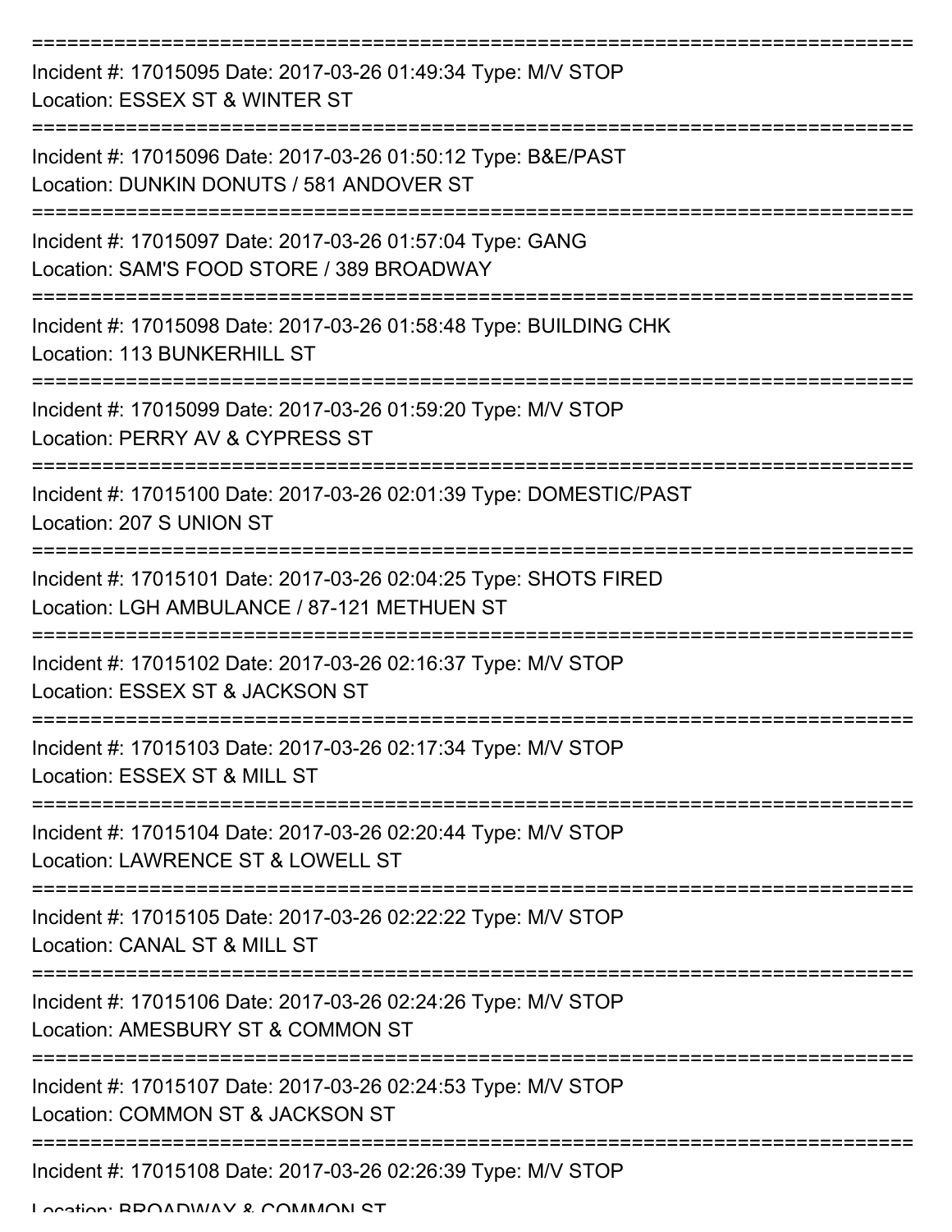Incident #: 17015095 Date: 2017-03-26 01:49:34 Type: M/V STOP
Location: ESSEX ST & WINTER ST

Incident #: 17015096 Date: 2017-03-26 01:50:12 Type: B&E/PAST
Location: DUNKIN DONUTS / 581 ANDOVER ST

Incident #: 17015097 Date: 2017-03-26 01:57:04 Type: GANG
Location: SAM'S FOOD STORE / 389 BROADWAY

Incident #: 17015098 Date: 2017-03-26 01:58:48 Type: BUILDING CHK
Location: 113 BUNKERHILL ST

Incident #: 17015099 Date: 2017-03-26 01:59:20 Type: M/V STOP
Location: PERRY AV & CYPRESS ST

Incident #: 17015100 Date: 2017-03-26 02:01:39 Type: DOMESTIC/PAST
Location: 207 S UNION ST

Incident #: 17015101 Date: 2017-03-26 02:04:25 Type: SHOTS FIRED
Location: LGH AMBULANCE / 87-121 METHUEN ST

Incident #: 17015102 Date: 2017-03-26 02:16:37 Type: M/V STOP
Location: ESSEX ST & JACKSON ST

Incident #: 17015103 Date: 2017-03-26 02:17:34 Type: M/V STOP
Location: ESSEX ST & MILL ST

Incident #: 17015104 Date: 2017-03-26 02:20:44 Type: M/V STOP
Location: LAWRENCE ST & LOWELL ST

Incident #: 17015105 Date: 2017-03-26 02:22:22 Type: M/V STOP
Location: CANAL ST & MILL ST

Incident #: 17015106 Date: 2017-03-26 02:24:26 Type: M/V STOP
Location: AMESBURY ST & COMMON ST

Incident #: 17015107 Date: 2017-03-26 02:24:53 Type: M/V STOP
Location: COMMON ST & JACKSON ST

Incident #: 17015108 Date: 2017-03-26 02:26:39 Type: M/V STOP
Location: BROADWAY & COMMON ST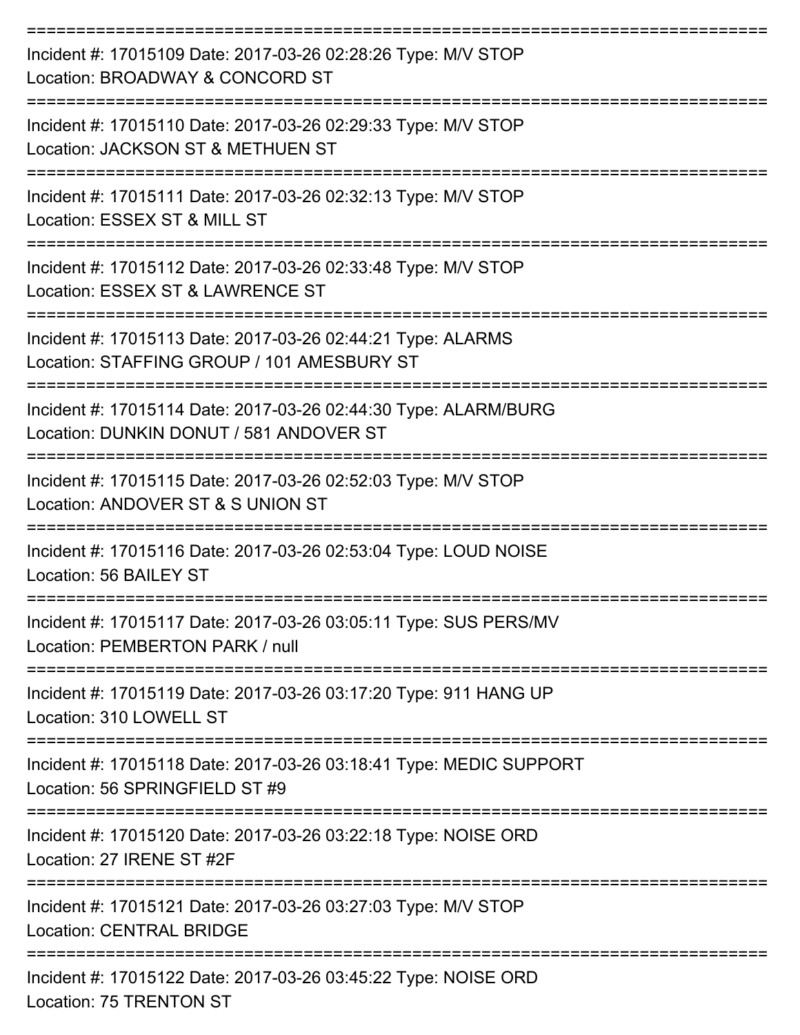===========================================================================

Incident #: 17015109 Date: 2017-03-26 02:28:26 Type: M/V STOP

Location: BROADWAY & CONCORD ST

===========================================================================

Incident #: 17015110 Date: 2017-03-26 02:29:33 Type: M/V STOP

Location: JACKSON ST & METHUEN ST

===========================================================================

Incident #: 17015111 Date: 2017-03-26 02:32:13 Type: M/V STOP

Location: ESSEX ST & MILL ST

===========================================================================

Incident #: 17015112 Date: 2017-03-26 02:33:48 Type: M/V STOP

Location: ESSEX ST & LAWRENCE ST

===========================================================================

Incident #: 17015113 Date: 2017-03-26 02:44:21 Type: ALARMS

Location: STAFFING GROUP / 101 AMESBURY ST

===========================================================================

Incident #: 17015114 Date: 2017-03-26 02:44:30 Type: ALARM/BURG

Location: DUNKIN DONUT / 581 ANDOVER ST

===========================================================================

Incident #: 17015115 Date: 2017-03-26 02:52:03 Type: M/V STOP

Location: ANDOVER ST & S UNION ST

===========================================================================

Incident #: 17015116 Date: 2017-03-26 02:53:04 Type: LOUD NOISE

Location: 56 BAILEY ST

===========================================================================

Incident #: 17015117 Date: 2017-03-26 03:05:11 Type: SUS PERS/MV

Location: PEMBERTON PARK / null

===========================================================================

Incident #: 17015119 Date: 2017-03-26 03:17:20 Type: 911 HANG UP

Location: 310 LOWELL ST

===========================================================================

Incident #: 17015118 Date: 2017-03-26 03:18:41 Type: MEDIC SUPPORT

Location: 56 SPRINGFIELD ST #9

===========================================================================

Incident #: 17015120 Date: 2017-03-26 03:22:18 Type: NOISE ORD

Location: 27 IRENE ST #2F

===========================================================================

Incident #: 17015121 Date: 2017-03-26 03:27:03 Type: M/V STOP

Location: CENTRAL BRIDGE

===========================================================================

Incident #: 17015122 Date: 2017-03-26 03:45:22 Type: NOISE ORD

Location: 75 TRENTON ST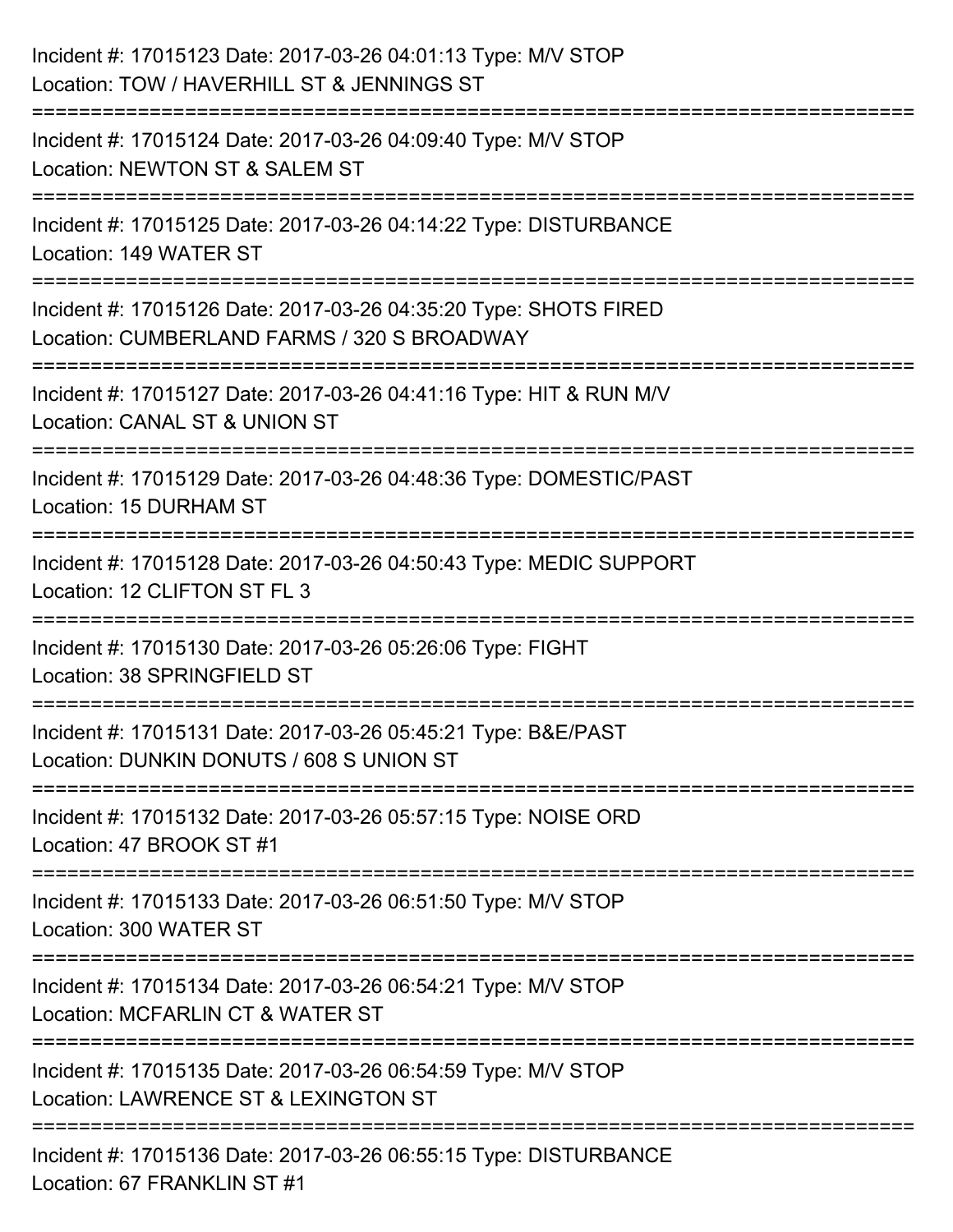Incident #: 17015123 Date: 2017-03-26 04:01:13 Type: M/V STOP
Location: TOW / HAVERHILL ST & JENNINGS ST

===========================================================================

Incident #: 17015124 Date: 2017-03-26 04:09:40 Type: M/V STOP
Location: NEWTON ST & SALEM ST

===========================================================================

Incident #: 17015125 Date: 2017-03-26 04:14:22 Type: DISTURBANCE
Location: 149 WATER ST

===========================================================================

Incident #: 17015126 Date: 2017-03-26 04:35:20 Type: SHOTS FIRED
Location: CUMBERLAND FARMS / 320 S BROADWAY

===========================================================================

Incident #: 17015127 Date: 2017-03-26 04:41:16 Type: HIT & RUN M/V
Location: CANAL ST & UNION ST

===========================================================================

Incident #: 17015129 Date: 2017-03-26 04:48:36 Type: DOMESTIC/PAST
Location: 15 DURHAM ST

===========================================================================

Incident #: 17015128 Date: 2017-03-26 04:50:43 Type: MEDIC SUPPORT
Location: 12 CLIFTON ST FL 3

===========================================================================

Incident #: 17015130 Date: 2017-03-26 05:26:06 Type: FIGHT
Location: 38 SPRINGFIELD ST

===========================================================================

Incident #: 17015131 Date: 2017-03-26 05:45:21 Type: B&E/PAST
Location: DUNKIN DONUTS / 608 S UNION ST

===========================================================================

Incident #: 17015132 Date: 2017-03-26 05:57:15 Type: NOISE ORD
Location: 47 BROOK ST #1

===========================================================================

Incident #: 17015133 Date: 2017-03-26 06:51:50 Type: M/V STOP
Location: 300 WATER ST

===========================================================================

Incident #: 17015134 Date: 2017-03-26 06:54:21 Type: M/V STOP
Location: MCFARLIN CT & WATER ST

===========================================================================

Incident #: 17015135 Date: 2017-03-26 06:54:59 Type: M/V STOP
Location: LAWRENCE ST & LEXINGTON ST

===========================================================================

Incident #: 17015136 Date: 2017-03-26 06:55:15 Type: DISTURBANCE
Location: 67 FRANKLIN ST #1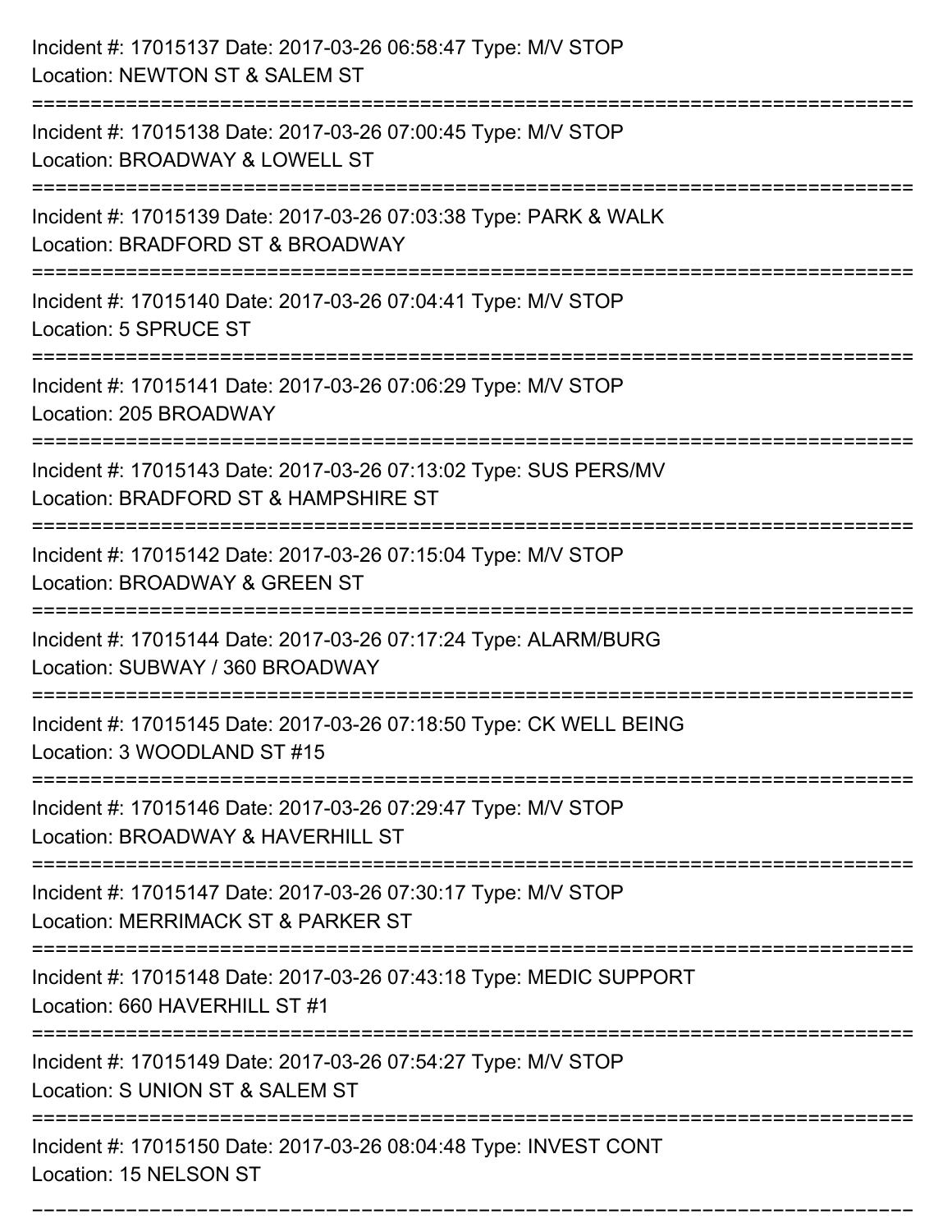Incident #: 17015137 Date: 2017-03-26 06:58:47 Type: M/V STOP
Location: NEWTON ST & SALEM ST

===========================================================================

Incident #: 17015138 Date: 2017-03-26 07:00:45 Type: M/V STOP
Location: BROADWAY & LOWELL ST

===========================================================================

Incident #: 17015139 Date: 2017-03-26 07:03:38 Type: PARK & WALK
Location: BRADFORD ST & BROADWAY

===========================================================================

Incident #: 17015140 Date: 2017-03-26 07:04:41 Type: M/V STOP
Location: 5 SPRUCE ST

===========================================================================

Incident #: 17015141 Date: 2017-03-26 07:06:29 Type: M/V STOP
Location: 205 BROADWAY

===========================================================================

Incident #: 17015143 Date: 2017-03-26 07:13:02 Type: SUS PERS/MV
Location: BRADFORD ST & HAMPSHIRE ST

===========================================================================

Incident #: 17015142 Date: 2017-03-26 07:15:04 Type: M/V STOP
Location: BROADWAY & GREEN ST

===========================================================================

Incident #: 17015144 Date: 2017-03-26 07:17:24 Type: ALARM/BURG
Location: SUBWAY / 360 BROADWAY

===========================================================================

Incident #: 17015145 Date: 2017-03-26 07:18:50 Type: CK WELL BEING
Location: 3 WOODLAND ST #15

===========================================================================

Incident #: 17015146 Date: 2017-03-26 07:29:47 Type: M/V STOP
Location: BROADWAY & HAVERHILL ST

===========================================================================

Incident #: 17015147 Date: 2017-03-26 07:30:17 Type: M/V STOP
Location: MERRIMACK ST & PARKER ST

===========================================================================

Incident #: 17015148 Date: 2017-03-26 07:43:18 Type: MEDIC SUPPORT
Location: 660 HAVERHILL ST #1

===========================================================================

Incident #: 17015149 Date: 2017-03-26 07:54:27 Type: M/V STOP
Location: S UNION ST & SALEM ST

===========================================================================

Incident #: 17015150 Date: 2017-03-26 08:04:48 Type: INVEST CONT
Location: 15 NELSON ST

===========================================================================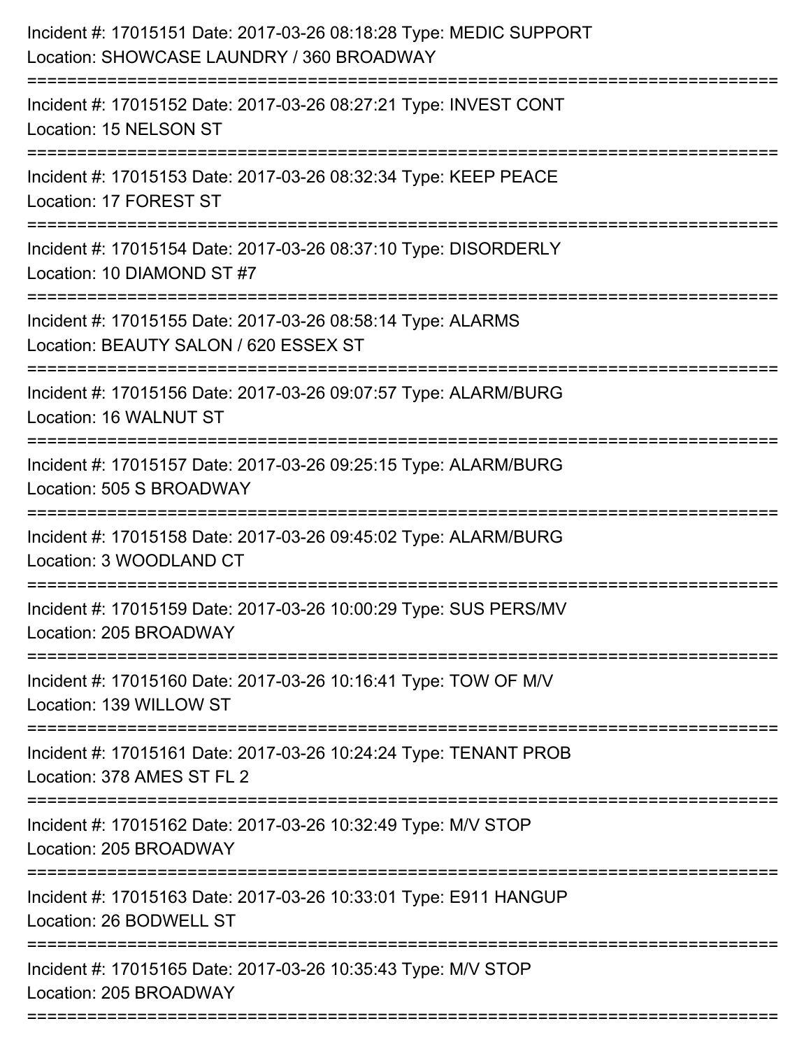Incident #: 17015151 Date: 2017-03-26 08:18:28 Type: MEDIC SUPPORT
Location: SHOWCASE LAUNDRY / 360 BROADWAY

===========================================================================

Incident #: 17015152 Date: 2017-03-26 08:27:21 Type: INVEST CONT
Location: 15 NELSON ST

===========================================================================

Incident #: 17015153 Date: 2017-03-26 08:32:34 Type: KEEP PEACE
Location: 17 FOREST ST

===========================================================================

Incident #: 17015154 Date: 2017-03-26 08:37:10 Type: DISORDERLY
Location: 10 DIAMOND ST #7

===========================================================================

Incident #: 17015155 Date: 2017-03-26 08:58:14 Type: ALARMS
Location: BEAUTY SALON / 620 ESSEX ST

===========================================================================

Incident #: 17015156 Date: 2017-03-26 09:07:57 Type: ALARM/BURG
Location: 16 WALNUT ST

===========================================================================

Incident #: 17015157 Date: 2017-03-26 09:25:15 Type: ALARM/BURG
Location: 505 S BROADWAY

===========================================================================

Incident #: 17015158 Date: 2017-03-26 09:45:02 Type: ALARM/BURG
Location: 3 WOODLAND CT

===========================================================================

Incident #: 17015159 Date: 2017-03-26 10:00:29 Type: SUS PERS/MV
Location: 205 BROADWAY

===========================================================================

Incident #: 17015160 Date: 2017-03-26 10:16:41 Type: TOW OF M/V
Location: 139 WILLOW ST

===========================================================================

Incident #: 17015161 Date: 2017-03-26 10:24:24 Type: TENANT PROB
Location: 378 AMES ST FL 2

===========================================================================

Incident #: 17015162 Date: 2017-03-26 10:32:49 Type: M/V STOP
Location: 205 BROADWAY

===========================================================================

Incident #: 17015163 Date: 2017-03-26 10:33:01 Type: E911 HANGUP
Location: 26 BODWELL ST

===========================================================================

Incident #: 17015165 Date: 2017-03-26 10:35:43 Type: M/V STOP
Location: 205 BROADWAY

===========================================================================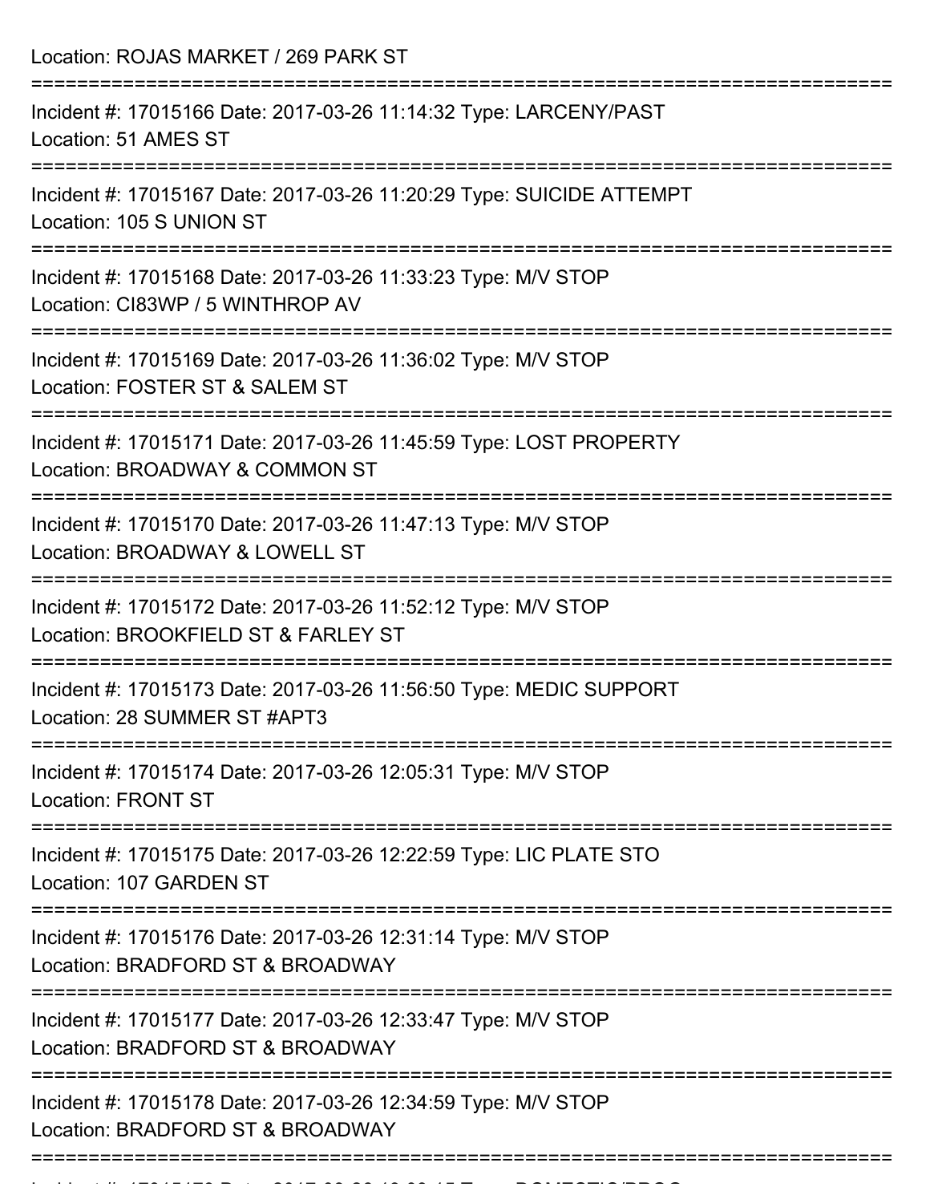Location: ROJAS MARKET / 269 PARK ST

===========================================================================

Incident #: 17015166 Date: 2017-03-26 11:14:32 Type: LARCENY/PAST
Location: 51 AMES ST

===========================================================================

Incident #: 17015167 Date: 2017-03-26 11:20:29 Type: SUICIDE ATTEMPT
Location: 105 S UNION ST

===========================================================================

Incident #: 17015168 Date: 2017-03-26 11:33:23 Type: M/V STOP
Location: CI83WP / 5 WINTHROP AV

===========================================================================

Incident #: 17015169 Date: 2017-03-26 11:36:02 Type: M/V STOP
Location: FOSTER ST & SALEM ST

===========================================================================

Incident #: 17015171 Date: 2017-03-26 11:45:59 Type: LOST PROPERTY
Location: BROADWAY & COMMON ST

===========================================================================

Incident #: 17015170 Date: 2017-03-26 11:47:13 Type: M/V STOP
Location: BROADWAY & LOWELL ST

===========================================================================

Incident #: 17015172 Date: 2017-03-26 11:52:12 Type: M/V STOP
Location: BROOKFIELD ST & FARLEY ST

===========================================================================

Incident #: 17015173 Date: 2017-03-26 11:56:50 Type: MEDIC SUPPORT
Location: 28 SUMMER ST #APT3

===========================================================================

Incident #: 17015174 Date: 2017-03-26 12:05:31 Type: M/V STOP
Location: FRONT ST

===========================================================================

Incident #: 17015175 Date: 2017-03-26 12:22:59 Type: LIC PLATE STO
Location: 107 GARDEN ST

===========================================================================

Incident #: 17015176 Date: 2017-03-26 12:31:14 Type: M/V STOP
Location: BRADFORD ST & BROADWAY

===========================================================================

Incident #: 17015177 Date: 2017-03-26 12:33:47 Type: M/V STOP
Location: BRADFORD ST & BROADWAY

===========================================================================

Incident #: 17015178 Date: 2017-03-26 12:34:59 Type: M/V STOP
Location: BRADFORD ST & BROADWAY

===========================================================================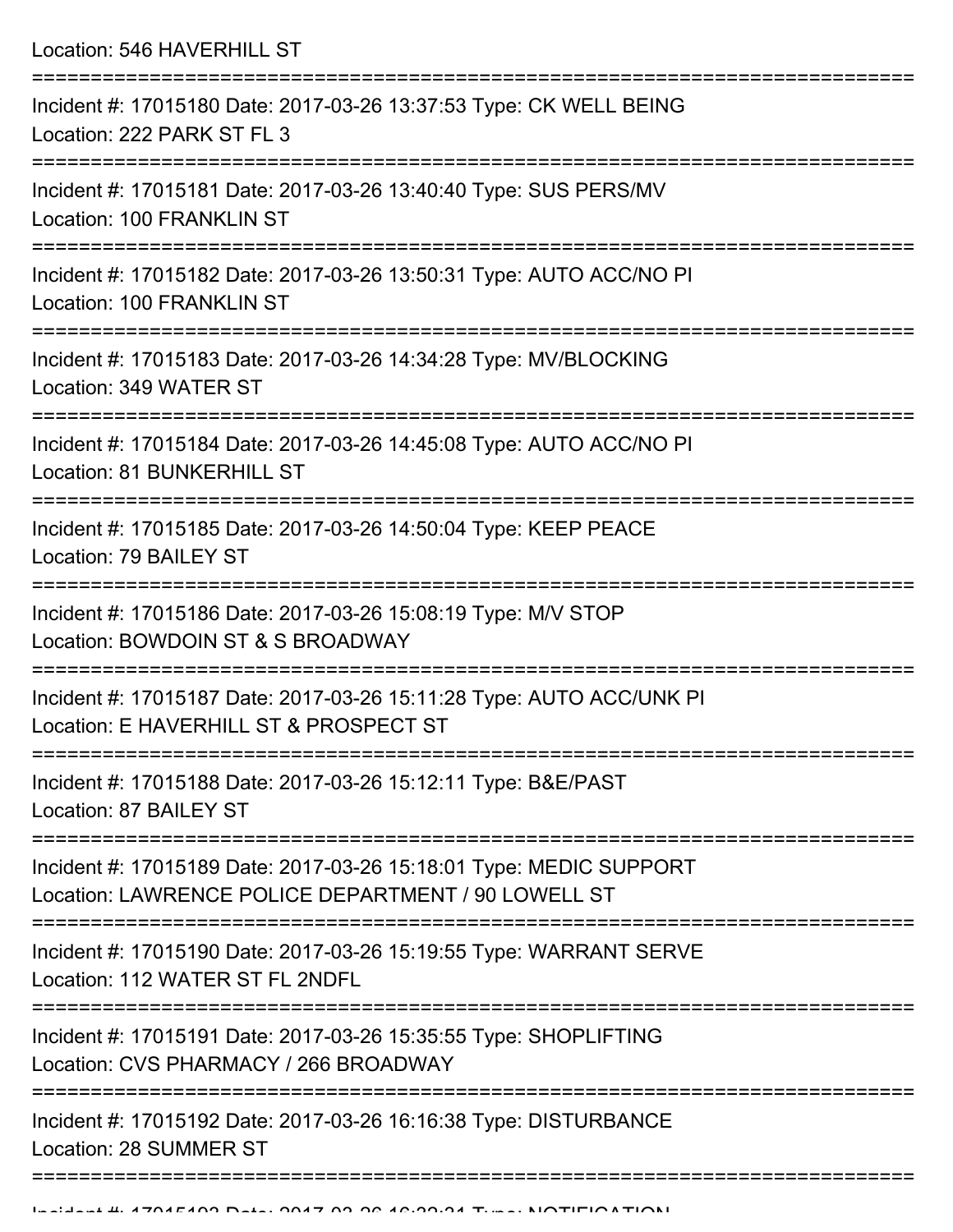Location: 546 HAVERHILL ST

===========================================================================

Incident #: 17015180 Date: 2017-03-26 13:37:53 Type: CK WELL BEING
Location: 222 PARK ST FL 3

===========================================================================

Incident #: 17015181 Date: 2017-03-26 13:40:40 Type: SUS PERS/MV
Location: 100 FRANKLIN ST

===========================================================================

Incident #: 17015182 Date: 2017-03-26 13:50:31 Type: AUTO ACC/NO PI
Location: 100 FRANKLIN ST

===========================================================================

Incident #: 17015183 Date: 2017-03-26 14:34:28 Type: MV/BLOCKING
Location: 349 WATER ST

===========================================================================

Incident #: 17015184 Date: 2017-03-26 14:45:08 Type: AUTO ACC/NO PI
Location: 81 BUNKERHILL ST

===========================================================================

Incident #: 17015185 Date: 2017-03-26 14:50:04 Type: KEEP PEACE
Location: 79 BAILEY ST

===========================================================================

Incident #: 17015186 Date: 2017-03-26 15:08:19 Type: M/V STOP
Location: BOWDOIN ST & S BROADWAY

===========================================================================

Incident #: 17015187 Date: 2017-03-26 15:11:28 Type: AUTO ACC/UNK PI
Location: E HAVERHILL ST & PROSPECT ST

===========================================================================

Incident #: 17015188 Date: 2017-03-26 15:12:11 Type: B&E/PAST
Location: 87 BAILEY ST

===========================================================================

Incident #: 17015189 Date: 2017-03-26 15:18:01 Type: MEDIC SUPPORT
Location: LAWRENCE POLICE DEPARTMENT / 90 LOWELL ST

===========================================================================

Incident #: 17015190 Date: 2017-03-26 15:19:55 Type: WARRANT SERVE
Location: 112 WATER ST FL 2NDFL

===========================================================================

Incident #: 17015191 Date: 2017-03-26 15:35:55 Type: SHOPLIFTING
Location: CVS PHARMACY / 266 BROADWAY

===========================================================================

Incident #: 17015192 Date: 2017-03-26 16:16:38 Type: DISTURBANCE
Location: 28 SUMMER ST

===========================================================================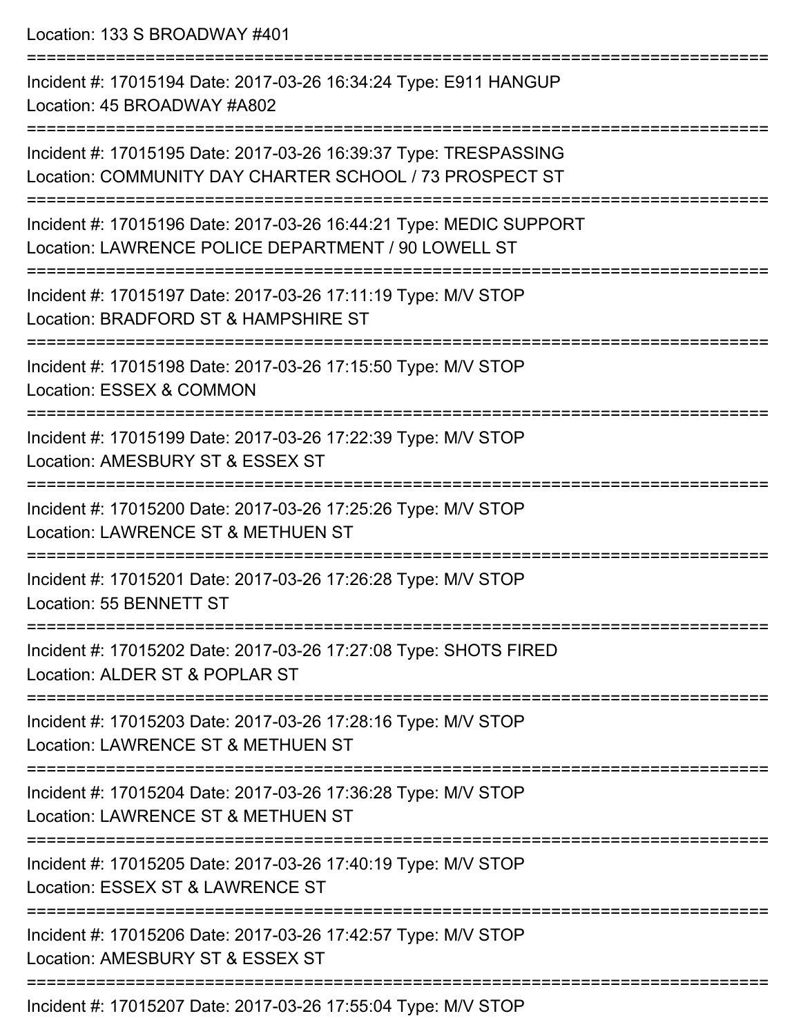Location: 133 S BROADWAY #401

===========================================================================

Incident #: 17015194 Date: 2017-03-26 16:34:24 Type: E911 HANGUP
Location: 45 BROADWAY #A802

===========================================================================

Incident #: 17015195 Date: 2017-03-26 16:39:37 Type: TRESPASSING
Location: COMMUNITY DAY CHARTER SCHOOL / 73 PROSPECT ST

===========================================================================

Incident #: 17015196 Date: 2017-03-26 16:44:21 Type: MEDIC SUPPORT
Location: LAWRENCE POLICE DEPARTMENT / 90 LOWELL ST

===========================================================================

Incident #: 17015197 Date: 2017-03-26 17:11:19 Type: M/V STOP
Location: BRADFORD ST & HAMPSHIRE ST

===========================================================================

Incident #: 17015198 Date: 2017-03-26 17:15:50 Type: M/V STOP
Location: ESSEX & COMMON

===========================================================================

Incident #: 17015199 Date: 2017-03-26 17:22:39 Type: M/V STOP
Location: AMESBURY ST & ESSEX ST

===========================================================================

Incident #: 17015200 Date: 2017-03-26 17:25:26 Type: M/V STOP
Location: LAWRENCE ST & METHUEN ST

===========================================================================

Incident #: 17015201 Date: 2017-03-26 17:26:28 Type: M/V STOP
Location: 55 BENNETT ST

===========================================================================

Incident #: 17015202 Date: 2017-03-26 17:27:08 Type: SHOTS FIRED
Location: ALDER ST & POPLAR ST

===========================================================================

Incident #: 17015203 Date: 2017-03-26 17:28:16 Type: M/V STOP
Location: LAWRENCE ST & METHUEN ST

===========================================================================

Incident #: 17015204 Date: 2017-03-26 17:36:28 Type: M/V STOP
Location: LAWRENCE ST & METHUEN ST

===========================================================================

Incident #: 17015205 Date: 2017-03-26 17:40:19 Type: M/V STOP
Location: ESSEX ST & LAWRENCE ST

===========================================================================

Incident #: 17015206 Date: 2017-03-26 17:42:57 Type: M/V STOP
Location: AMESBURY ST & ESSEX ST

===========================================================================

Incident #: 17015207 Date: 2017-03-26 17:55:04 Type: M/V STOP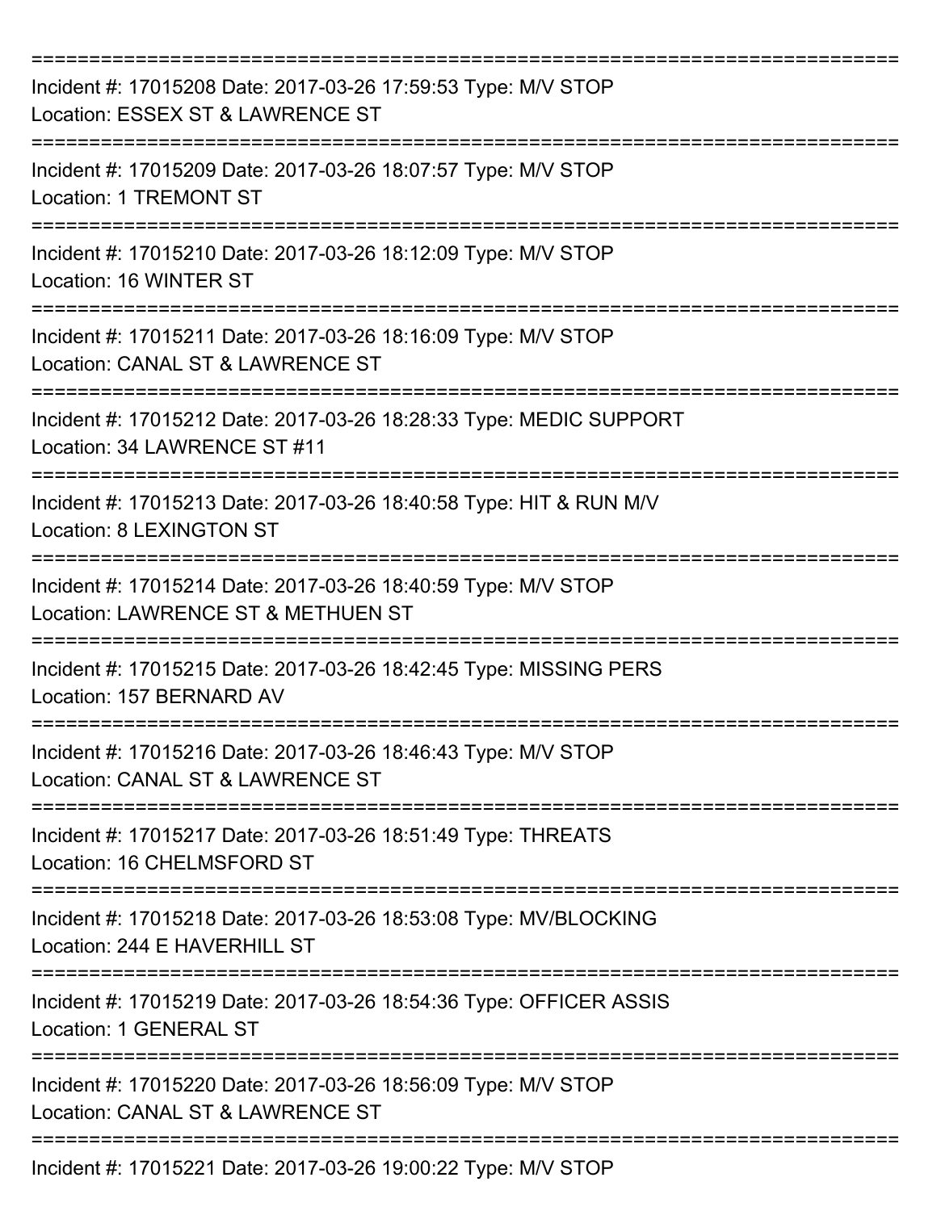===========================================================================
Incident #: 17015208 Date: 2017-03-26 17:59:53 Type: M/V STOP
Location: ESSEX ST & LAWRENCE ST
===========================================================================
Incident #: 17015209 Date: 2017-03-26 18:07:57 Type: M/V STOP
Location: 1 TREMONT ST
===========================================================================
Incident #: 17015210 Date: 2017-03-26 18:12:09 Type: M/V STOP
Location: 16 WINTER ST
===========================================================================
Incident #: 17015211 Date: 2017-03-26 18:16:09 Type: M/V STOP
Location: CANAL ST & LAWRENCE ST
===========================================================================
Incident #: 17015212 Date: 2017-03-26 18:28:33 Type: MEDIC SUPPORT
Location: 34 LAWRENCE ST #11
===========================================================================
Incident #: 17015213 Date: 2017-03-26 18:40:58 Type: HIT & RUN M/V
Location: 8 LEXINGTON ST
===========================================================================
Incident #: 17015214 Date: 2017-03-26 18:40:59 Type: M/V STOP
Location: LAWRENCE ST & METHUEN ST
===========================================================================
Incident #: 17015215 Date: 2017-03-26 18:42:45 Type: MISSING PERS
Location: 157 BERNARD AV
===========================================================================
Incident #: 17015216 Date: 2017-03-26 18:46:43 Type: M/V STOP
Location: CANAL ST & LAWRENCE ST
===========================================================================
Incident #: 17015217 Date: 2017-03-26 18:51:49 Type: THREATS
Location: 16 CHELMSFORD ST
===========================================================================
Incident #: 17015218 Date: 2017-03-26 18:53:08 Type: MV/BLOCKING
Location: 244 E HAVERHILL ST
===========================================================================
Incident #: 17015219 Date: 2017-03-26 18:54:36 Type: OFFICER ASSIS
Location: 1 GENERAL ST
===========================================================================
Incident #: 17015220 Date: 2017-03-26 18:56:09 Type: M/V STOP
Location: CANAL ST & LAWRENCE ST
===========================================================================
Incident #: 17015221 Date: 2017-03-26 19:00:22 Type: M/V STOP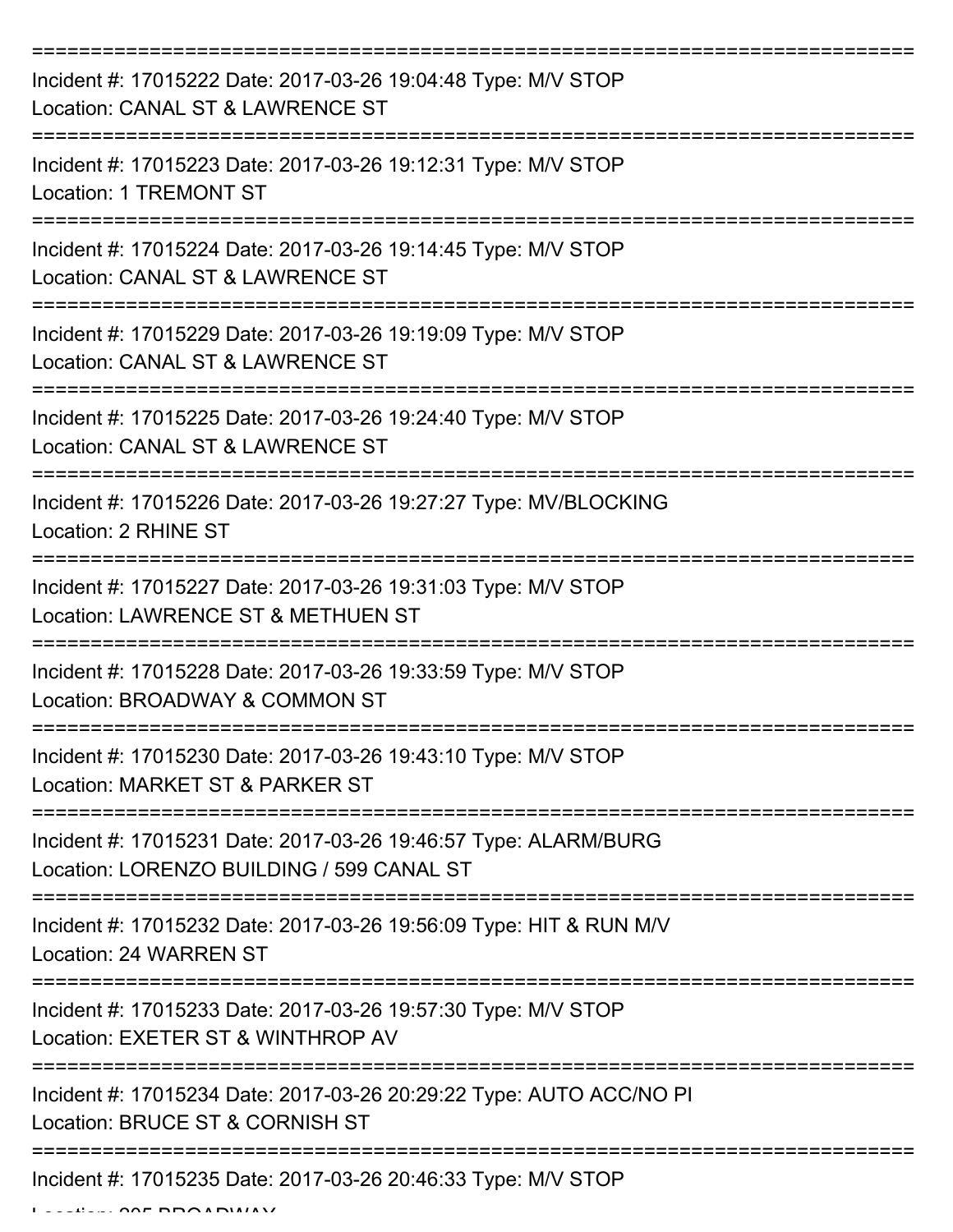===========================================================================

Incident #: 17015222 Date: 2017-03-26 19:04:48 Type: M/V STOP

Location: CANAL ST & LAWRENCE ST

===========================================================================

Incident #: 17015223 Date: 2017-03-26 19:12:31 Type: M/V STOP

Location: 1 TREMONT ST

===========================================================================

Incident #: 17015224 Date: 2017-03-26 19:14:45 Type: M/V STOP

Location: CANAL ST & LAWRENCE ST

===========================================================================

Incident #: 17015229 Date: 2017-03-26 19:19:09 Type: M/V STOP

Location: CANAL ST & LAWRENCE ST

===========================================================================

Incident #: 17015225 Date: 2017-03-26 19:24:40 Type: M/V STOP

Location: CANAL ST & LAWRENCE ST

===========================================================================

Incident #: 17015226 Date: 2017-03-26 19:27:27 Type: MV/BLOCKING

Location: 2 RHINE ST

===========================================================================

Incident #: 17015227 Date: 2017-03-26 19:31:03 Type: M/V STOP

Location: LAWRENCE ST & METHUEN ST

===========================================================================

Incident #: 17015228 Date: 2017-03-26 19:33:59 Type: M/V STOP

Location: BROADWAY & COMMON ST

===========================================================================

Incident #: 17015230 Date: 2017-03-26 19:43:10 Type: M/V STOP

Location: MARKET ST & PARKER ST

===========================================================================

Incident #: 17015231 Date: 2017-03-26 19:46:57 Type: ALARM/BURG

Location: LORENZO BUILDING / 599 CANAL ST

===========================================================================

Incident #: 17015232 Date: 2017-03-26 19:56:09 Type: HIT & RUN M/V

Location: 24 WARREN ST

===========================================================================

Incident #: 17015233 Date: 2017-03-26 19:57:30 Type: M/V STOP

Location: EXETER ST & WINTHROP AV

===========================================================================

Incident #: 17015234 Date: 2017-03-26 20:29:22 Type: AUTO ACC/NO PI

Location: BRUCE ST & CORNISH ST

===========================================================================

Incident #: 17015235 Date: 2017-03-26 20:46:33 Type: M/V STOP

Location: 205 BROADWAY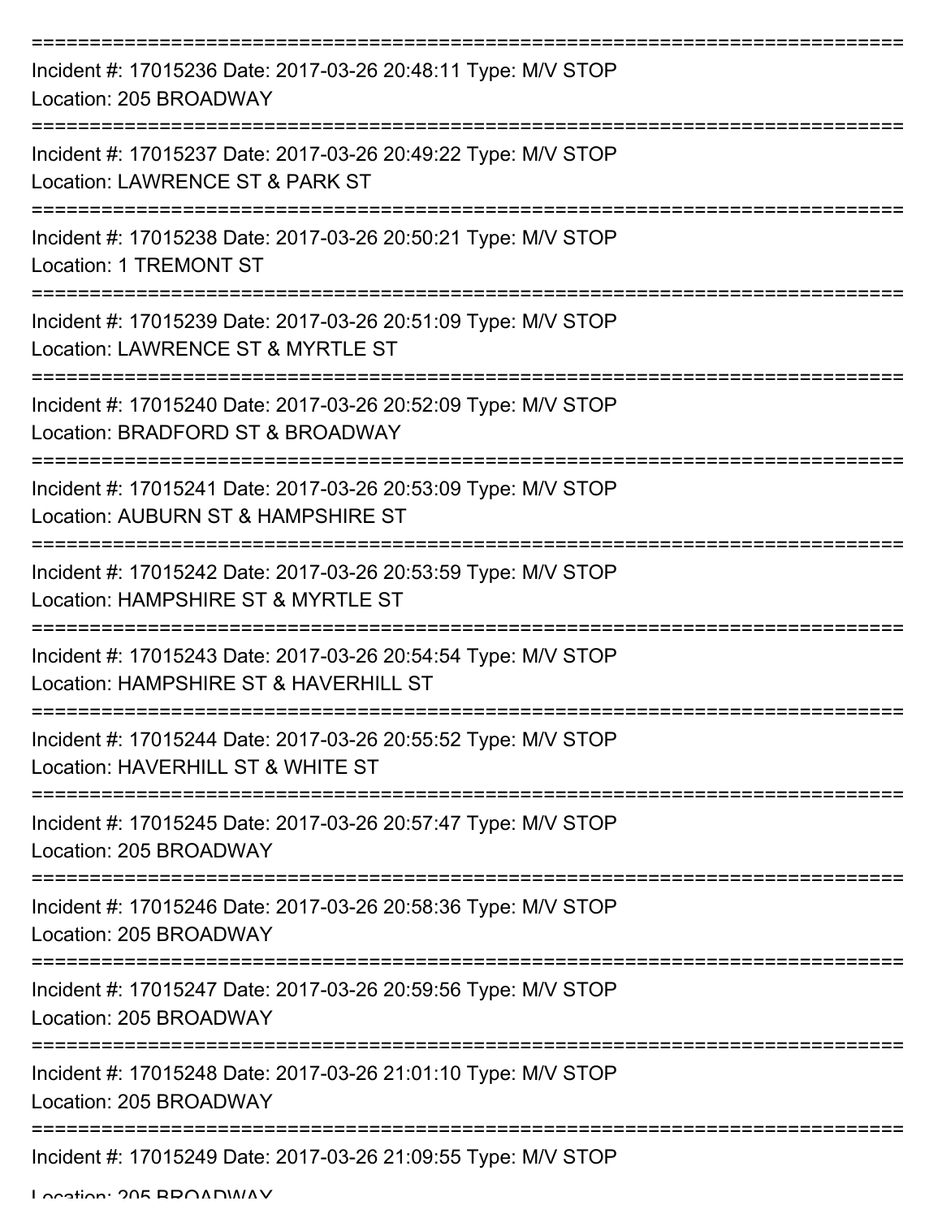===========================================================================

Incident #: 17015236 Date: 2017-03-26 20:48:11 Type: M/V STOP

Location: 205 BROADWAY

===========================================================================

Incident #: 17015237 Date: 2017-03-26 20:49:22 Type: M/V STOP

Location: LAWRENCE ST & PARK ST

===========================================================================

Incident #: 17015238 Date: 2017-03-26 20:50:21 Type: M/V STOP

Location: 1 TREMONT ST

===========================================================================

Incident #: 17015239 Date: 2017-03-26 20:51:09 Type: M/V STOP

Location: LAWRENCE ST & MYRTLE ST

===========================================================================

Incident #: 17015240 Date: 2017-03-26 20:52:09 Type: M/V STOP

Location: BRADFORD ST & BROADWAY

===========================================================================

Incident #: 17015241 Date: 2017-03-26 20:53:09 Type: M/V STOP

Location: AUBURN ST & HAMPSHIRE ST

===========================================================================

Incident #: 17015242 Date: 2017-03-26 20:53:59 Type: M/V STOP

Location: HAMPSHIRE ST & MYRTLE ST

===========================================================================

Incident #: 17015243 Date: 2017-03-26 20:54:54 Type: M/V STOP

Location: HAMPSHIRE ST & HAVERHILL ST

===========================================================================

Incident #: 17015244 Date: 2017-03-26 20:55:52 Type: M/V STOP

Location: HAVERHILL ST & WHITE ST

===========================================================================

Incident #: 17015245 Date: 2017-03-26 20:57:47 Type: M/V STOP

Location: 205 BROADWAY

===========================================================================

Incident #: 17015246 Date: 2017-03-26 20:58:36 Type: M/V STOP

Location: 205 BROADWAY

===========================================================================

Incident #: 17015247 Date: 2017-03-26 20:59:56 Type: M/V STOP

Location: 205 BROADWAY

===========================================================================

Incident #: 17015248 Date: 2017-03-26 21:01:10 Type: M/V STOP

Location: 205 BROADWAY

===========================================================================

Incident #: 17015249 Date: 2017-03-26 21:09:55 Type: M/V STOP

Location: 205 BROADWAY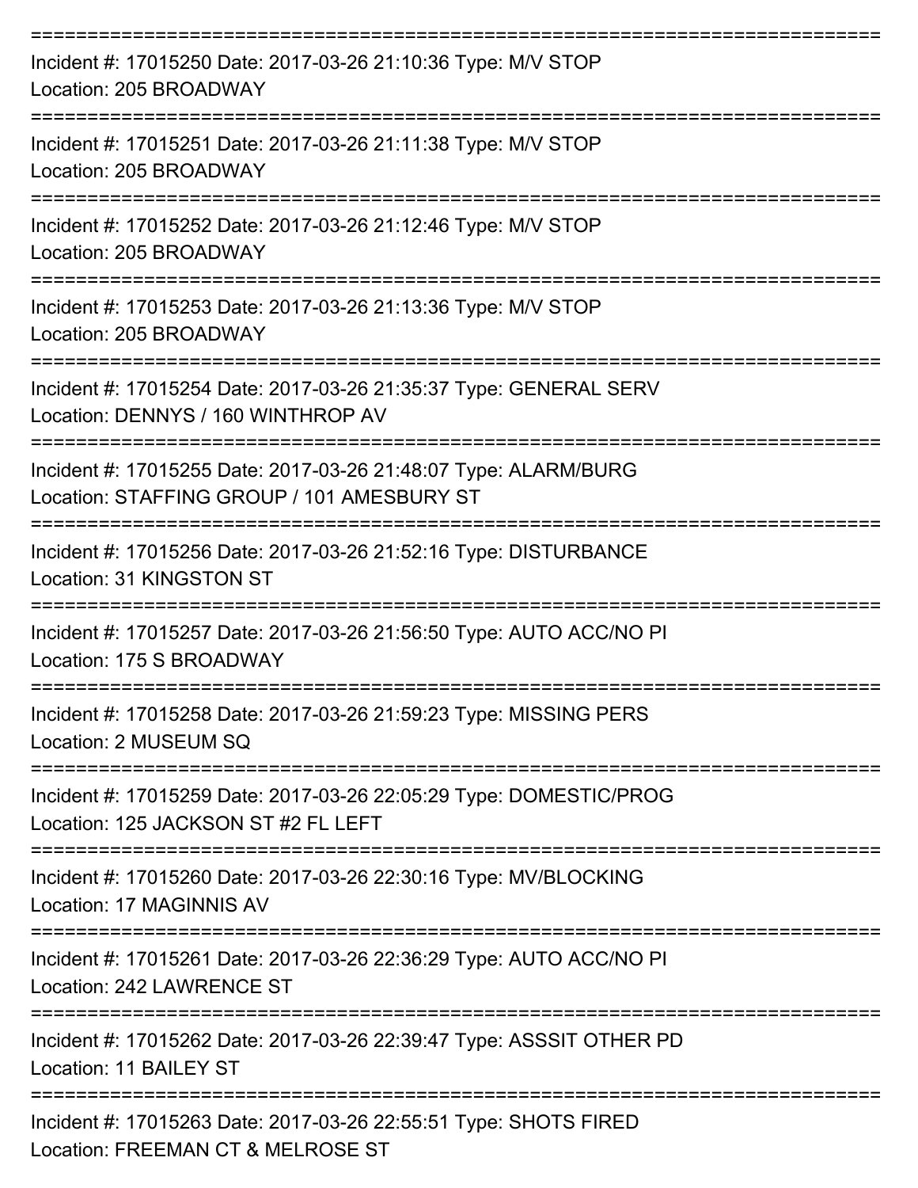===========================================================================
Incident #: 17015250 Date: 2017-03-26 21:10:36 Type: M/V STOP
Location: 205 BROADWAY
===========================================================================
Incident #: 17015251 Date: 2017-03-26 21:11:38 Type: M/V STOP
Location: 205 BROADWAY
===========================================================================
Incident #: 17015252 Date: 2017-03-26 21:12:46 Type: M/V STOP
Location: 205 BROADWAY
===========================================================================
Incident #: 17015253 Date: 2017-03-26 21:13:36 Type: M/V STOP
Location: 205 BROADWAY
===========================================================================
Incident #: 17015254 Date: 2017-03-26 21:35:37 Type: GENERAL SERV
Location: DENNYS / 160 WINTHROP AV
===========================================================================
Incident #: 17015255 Date: 2017-03-26 21:48:07 Type: ALARM/BURG
Location: STAFFING GROUP / 101 AMESBURY ST
===========================================================================
Incident #: 17015256 Date: 2017-03-26 21:52:16 Type: DISTURBANCE
Location: 31 KINGSTON ST
===========================================================================
Incident #: 17015257 Date: 2017-03-26 21:56:50 Type: AUTO ACC/NO PI
Location: 175 S BROADWAY
===========================================================================
Incident #: 17015258 Date: 2017-03-26 21:59:23 Type: MISSING PERS
Location: 2 MUSEUM SQ
===========================================================================
Incident #: 17015259 Date: 2017-03-26 22:05:29 Type: DOMESTIC/PROG
Location: 125 JACKSON ST #2 FL LEFT
===========================================================================
Incident #: 17015260 Date: 2017-03-26 22:30:16 Type: MV/BLOCKING
Location: 17 MAGINNIS AV
===========================================================================
Incident #: 17015261 Date: 2017-03-26 22:36:29 Type: AUTO ACC/NO PI
Location: 242 LAWRENCE ST
===========================================================================
Incident #: 17015262 Date: 2017-03-26 22:39:47 Type: ASSSIT OTHER PD
Location: 11 BAILEY ST
===========================================================================
Incident #: 17015263 Date: 2017-03-26 22:55:51 Type: SHOTS FIRED
Location: FREEMAN CT & MELROSE ST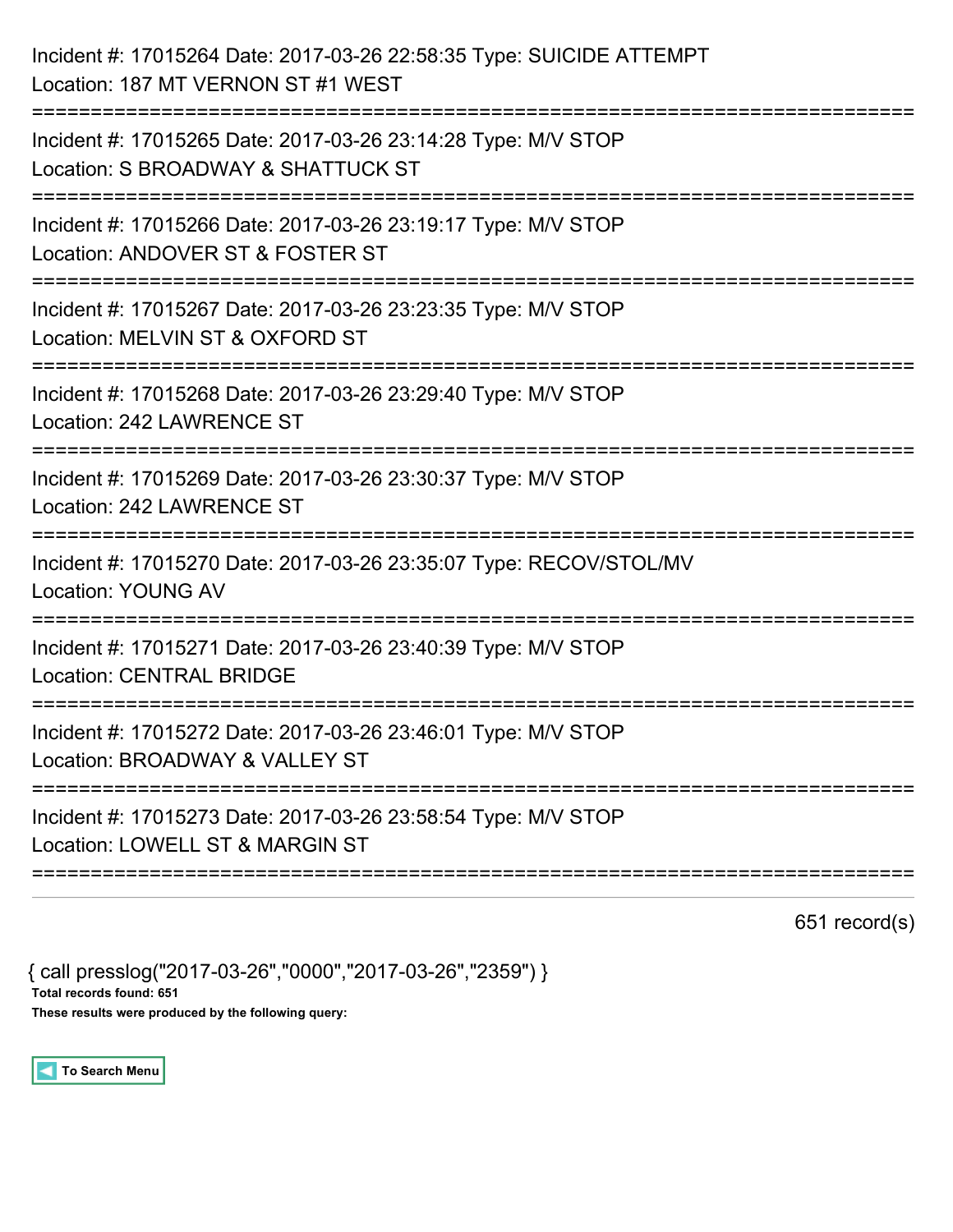Incident #: 17015264 Date: 2017-03-26 22:58:35 Type: SUICIDE ATTEMPT
Location: 187 MT VERNON ST #1 WEST

===========================================================================

Incident #: 17015265 Date: 2017-03-26 23:14:28 Type: M/V STOP
Location: S BROADWAY & SHATTUCK ST

===========================================================================

Incident #: 17015266 Date: 2017-03-26 23:19:17 Type: M/V STOP
Location: ANDOVER ST & FOSTER ST

===========================================================================

Incident #: 17015267 Date: 2017-03-26 23:23:35 Type: M/V STOP
Location: MELVIN ST & OXFORD ST

===========================================================================

Incident #: 17015268 Date: 2017-03-26 23:29:40 Type: M/V STOP
Location: 242 LAWRENCE ST

===========================================================================

Incident #: 17015269 Date: 2017-03-26 23:30:37 Type: M/V STOP
Location: 242 LAWRENCE ST

===========================================================================

Incident #: 17015270 Date: 2017-03-26 23:35:07 Type: RECOV/STOL/MV
Location: YOUNG AV

===========================================================================

Incident #: 17015271 Date: 2017-03-26 23:40:39 Type: M/V STOP
Location: CENTRAL BRIDGE

===========================================================================

Incident #: 17015272 Date: 2017-03-26 23:46:01 Type: M/V STOP
Location: BROADWAY & VALLEY ST

===========================================================================

Incident #: 17015273 Date: 2017-03-26 23:58:54 Type: M/V STOP
Location: LOWELL ST & MARGIN ST

===========================================================================

651 record(s)

{ call presslog("2017-03-26","0000","2017-03-26","2359") }

**Total records found: 651**

**These results were produced by the following query:**

To Search Menu